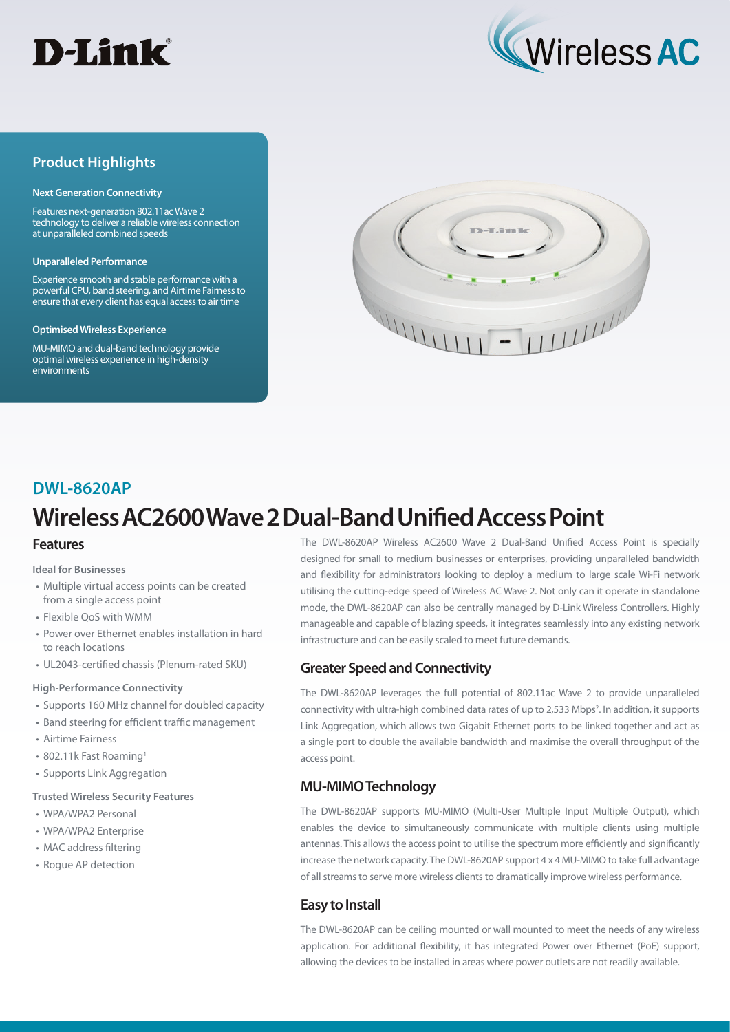D-Link

Wireless AC

## Product Highlights

**Next Generation Connectivity**

Features next-generation 802.11ac Wave 2 technology to deliver a reliable wireless connection at unparalleled combined speeds

**Unparalleled Performance**

Experience smooth and stable performance with a powerful CPU, band steering, and Airtime Fairness to ensure that every client has equal access to air time

**Optimised Wireless Experience**

MU-MIMO and dual-band technology provide optimal wireless experience in high-density environments

## DWL-8620AP

# Wireless AC2600 Wave 2 Dual-Band Unified Access Point

## Features

**Ideal for Businesses**

- Multiple virtual access points can be created from a single access point
- Flexible QoS with WMM
- Power over Ethernet enables installation in hard to reach locations
- UL2043-certified chassis (Plenum-rated SKU)

**High-Performance Connectivity**

- Supports 160 MHz channel for doubled capacity
- Band steering for efficient traffic management
- Airtime Fairness
- 802.11k Fast Roaming[1]
- Supports Link Aggregation

**Trusted Wireless Security Features**

- WPA/WPA2 Personal
- WPA/WPA2 Enterprise
- MAC address filtering
- Rogue AP detection

The DWL-8620AP Wireless AC2600 Wave 2 Dual-Band Unified Access Point is specially designed for small to medium businesses or enterprises, providing unparalleled bandwidth and flexibility for administrators looking to deploy a medium to large scale Wi-Fi network utilising the cutting-edge speed of Wireless AC Wave 2. Not only can it operate in standalone mode, the DWL-8620AP can also be centrally managed by D-Link Wireless Controllers. Highly manageable and capable of blazing speeds, it integrates seamlessly into any existing network infrastructure and can be easily scaled to meet future demands.

## Greater Speed and Connectivity

The DWL-8620AP leverages the full potential of 802.11ac Wave 2 to provide unparalleled connectivity with ultra-high combined data rates of up to 2,533 Mbps[2]. In addition, it supports Link Aggregation, which allows two Gigabit Ethernet ports to be linked together and act as a single port to double the available bandwidth and maximise the overall throughput of the access point.

## MU-MIMO Technology

The DWL-8620AP supports MU-MIMO (Multi-User Multiple Input Multiple Output), which enables the device to simultaneously communicate with multiple clients using multiple antennas. This allows the access point to utilise the spectrum more efficiently and significantly increase the network capacity. The DWL-8620AP support 4 x 4 MU-MIMO to take full advantage of all streams to serve more wireless clients to dramatically improve wireless performance.

## Easy to Install

The DWL-8620AP can be ceiling mounted or wall mounted to meet the needs of any wireless application. For additional flexibility, it has integrated Power over Ethernet (PoE) support, allowing the devices to be installed in areas where power outlets are not readily available.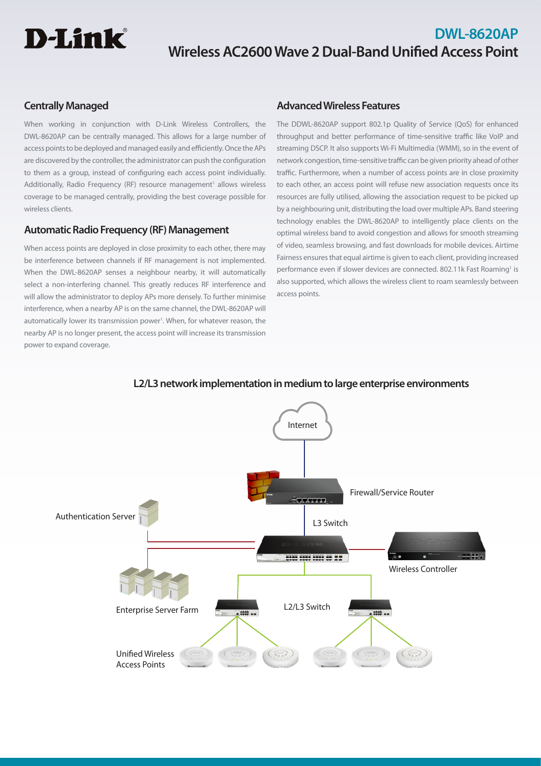# D-Link

## DWL-8620AP
## Wireless AC2600 Wave 2 Dual-Band Unified Access Point

### Centrally Managed

When working in conjunction with D-Link Wireless Controllers, the DWL-8620AP can be centrally managed. This allows for a large number of access points to be deployed and managed easily and efficiently. Once the APs are discovered by the controller, the administrator can push the configuration to them as a group, instead of configuring each access point individually. Additionally, Radio Frequency (RF) resource management[1] allows wireless coverage to be managed centrally, providing the best coverage possible for wireless clients.

### Automatic Radio Frequency (RF) Management

When access points are deployed in close proximity to each other, there may be interference between channels if RF management is not implemented. When the DWL-8620AP senses a neighbour nearby, it will automatically select a non-interfering channel. This greatly reduces RF interference and will allow the administrator to deploy APs more densely. To further minimise interference, when a nearby AP is on the same channel, the DWL-8620AP will automatically lower its transmission power[1]. When, for whatever reason, the nearby AP is no longer present, the access point will increase its transmission power to expand coverage.

### Advanced Wireless Features

The DDWL-8620AP support 802.1p Quality of Service (QoS) for enhanced throughput and better performance of time-sensitive traffic like VoIP and streaming DSCP. It also supports Wi-Fi Multimedia (WMM), so in the event of network congestion, time-sensitive traffic can be given priority ahead of other traffic. Furthermore, when a number of access points are in close proximity to each other, an access point will refuse new association requests once its resources are fully utilised, allowing the association request to be picked up by a neighbouring unit, distributing the load over multiple APs. Band steering technology enables the DWL-8620AP to intelligently place clients on the optimal wireless band to avoid congestion and allows for smooth streaming of video, seamless browsing, and fast downloads for mobile devices. Airtime Fairness ensures that equal airtime is given to each client, providing increased performance even if slower devices are connected. 802.11k Fast Roaming[1] is also supported, which allows the wireless client to roam seamlessly between access points.

### L2/L3 network implementation in medium to large enterprise environments

Internet

Firewall/Service Router

Authentication Server

L3 Switch

Wireless Controller

Enterprise Server Farm

L2/L3 Switch

Unified Wireless Access Points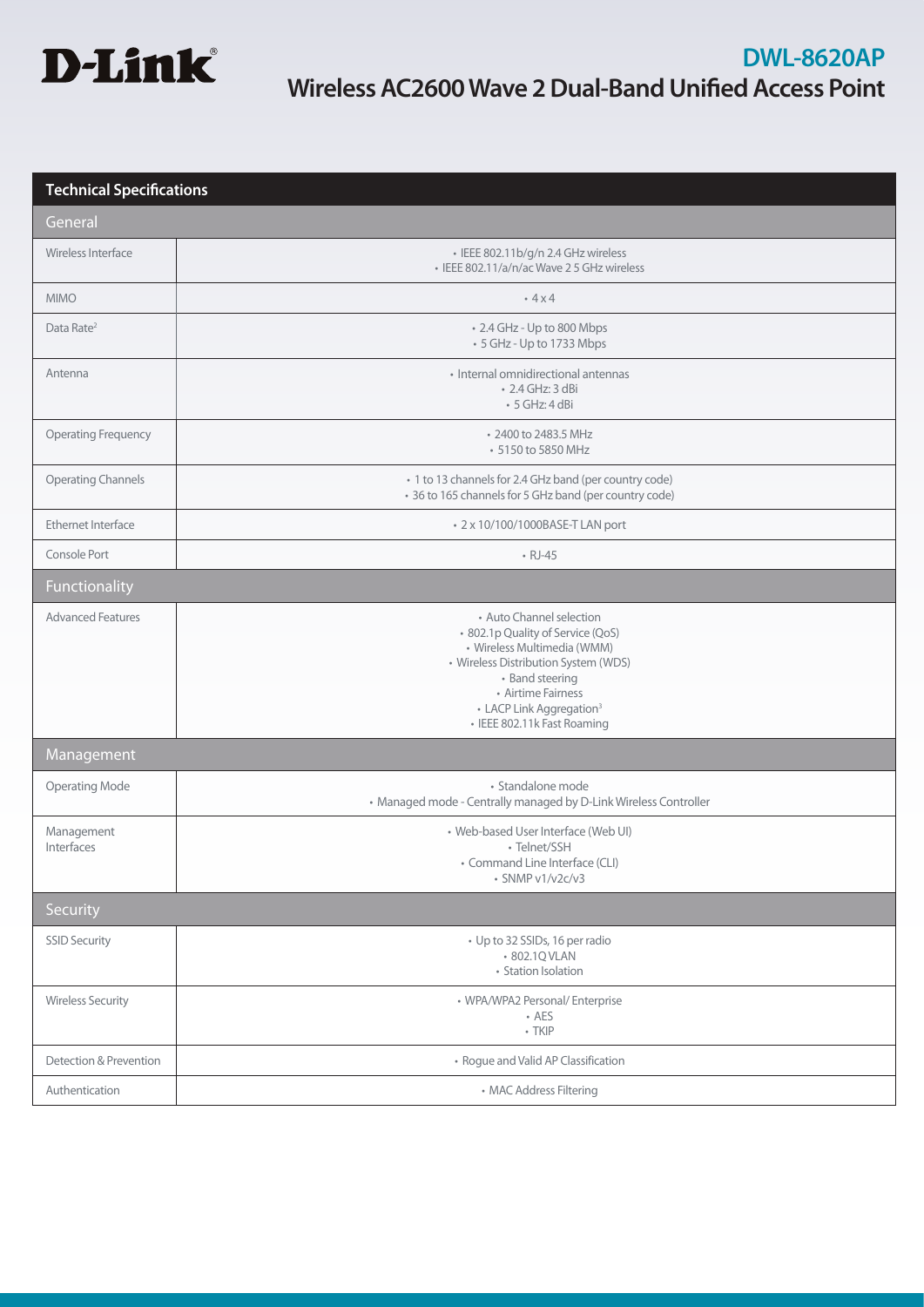# D-Link

## DWL-8620AP

## Wireless AC2600 Wave 2 Dual-Band Unified Access Point

| Technical Specifications | |
|---|---|
| **General** | |
| Wireless Interface | • IEEE 802.11b/g/n 2.4 GHz wireless<br>• IEEE 802.11/a/n/ac Wave 2 5 GHz wireless |
| MIMO | • 4 x 4 |
| Data Rate[2] | • 2.4 GHz - Up to 800 Mbps<br>• 5 GHz - Up to 1733 Mbps |
| Antenna | • Internal omnidirectional antennas<br>• 2.4 GHz: 3 dBi<br>• 5 GHz: 4 dBi |
| Operating Frequency | • 2400 to 2483.5 MHz<br>• 5150 to 5850 MHz |
| Operating Channels | • 1 to 13 channels for 2.4 GHz band (per country code)<br>• 36 to 165 channels for 5 GHz band (per country code) |
| Ethernet Interface | • 2 x 10/100/1000BASE-T LAN port |
| Console Port | • RJ-45 |
| **Functionality** | |
| Advanced Features | • Auto Channel selection<br>• 802.1p Quality of Service (QoS)<br>• Wireless Multimedia (WMM)<br>• Wireless Distribution System (WDS)<br>• Band steering<br>• Airtime Fairness<br>• LACP Link Aggregation[3]<br>• IEEE 802.11k Fast Roaming |
| **Management** | |
| Operating Mode | • Standalone mode<br>• Managed mode - Centrally managed by D-Link Wireless Controller |
| Management Interfaces | • Web-based User Interface (Web UI)<br>• Telnet/SSH<br>• Command Line Interface (CLI)<br>• SNMP v1/v2c/v3 |
| **Security** | |
| SSID Security | • Up to 32 SSIDs, 16 per radio<br>• 802.1Q VLAN<br>• Station Isolation |
| Wireless Security | • WPA/WPA2 Personal/ Enterprise<br>• AES<br>• TKIP |
| Detection & Prevention | • Rogue and Valid AP Classification |
| Authentication | • MAC Address Filtering |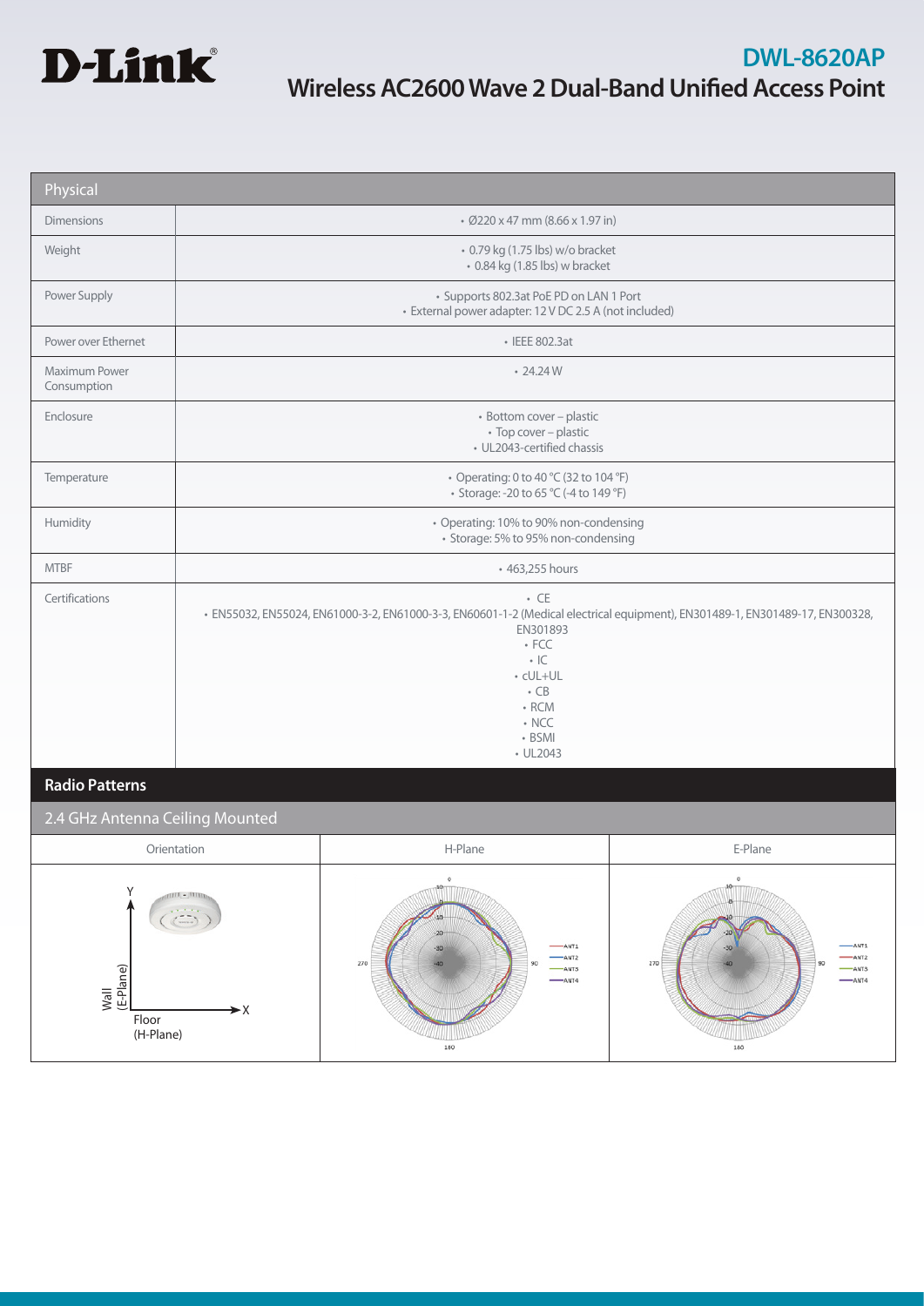# D-Link

## DWL-8620AP

## Wireless AC2600 Wave 2 Dual-Band Unified Access Point

| Physical | |
|---|---|
| Dimensions | • Ø220 x 47 mm (8.66 x 1.97 in) |
| Weight | • 0.79 kg (1.75 lbs) w/o bracket<br>• 0.84 kg (1.85 lbs) w bracket |
| Power Supply | • Supports 802.3at PoE PD on LAN 1 Port<br>• External power adapter: 12 V DC 2.5 A (not included) |
| Power over Ethernet | • IEEE 802.3at |
| Maximum Power Consumption | • 24.24 W |
| Enclosure | • Bottom cover – plastic<br>• Top cover – plastic<br>• UL2043-certified chassis |
| Temperature | • Operating: 0 to 40 °C (32 to 104 °F)<br>• Storage: -20 to 65 °C (-4 to 149 °F) |
| Humidity | • Operating: 10% to 90% non-condensing<br>• Storage: 5% to 95% non-condensing |
| MTBF | • 463,255 hours |
| Certifications | • CE<br>• EN55032, EN55024, EN61000-3-2, EN61000-3-3, EN60601-1-2 (Medical electrical equipment), EN301489-1, EN301489-17, EN300328, EN301893<br>• FCC<br>• IC<br>• cUL+UL<br>• CB<br>• RCM<br>• NCC<br>• BSMI<br>• UL2043 |

## Radio Patterns

### 2.4 GHz Antenna Ceiling Mounted

| Orientation | H-Plane | E-Plane |
|---|---|---|
| Y / X; Wall (E-Plane); Floor (H-Plane) | ANT1, ANT2, ANT3, ANT4 | ANT1, ANT2, ANT3, ANT4 |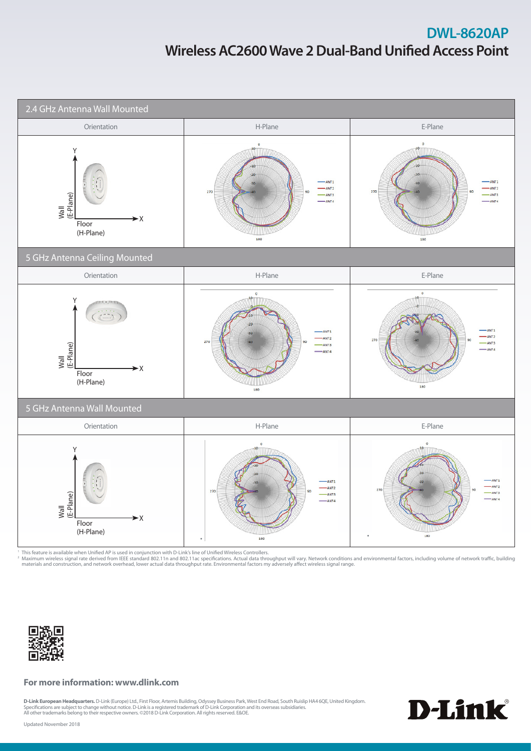# DWL-8620AP

## Wireless AC2600 Wave 2 Dual-Band Unified Access Point

### 2.4 GHz Antenna Wall Mounted

| Orientation | H-Plane | E-Plane |
|---|---|---|
| Y, X, Wall (E-Plane), Floor (H-Plane) | 0, 270, 90, 180, ANT1, ANT2, ANT3, ANT4 | 0, 270, 90, 180, ANT1, ANT2, ANT3, ANT4 |

### 5 GHz Antenna Ceiling Mounted

| Orientation | H-Plane | E-Plane |
|---|---|---|
| Y, X, Wall (E-Plane), Floor (H-Plane) | 0, 270, 90, 180, ANT1, ANT2, ANT3, ANT4 | 0, 270, 90, 180, ANT1, ANT2, ANT3, ANT4 |

### 5 GHz Antenna Wall Mounted

| Orientation | H-Plane | E-Plane |
|---|---|---|
| Y, X, Wall (E-Plane), Floor (H-Plane) | 0, 270, 90, 180, ANT1, ANT2, ANT3, ANT4 | 0, 270, 90, 180, ANT1, ANT2, ANT3, ANT4 |

[1] This feature is available when Unified AP is used in conjunction with D-Link's line of Unified Wireless Controllers.
[2] Maximum wireless signal rate derived from IEEE standard 802.11n and 802.11ac specifications. Actual data throughput will vary. Network conditions and environmental factors, including volume of network traffic, building materials and construction, and network overhead, lower actual data throughput rate. Environmental factors my adversely affect wireless signal range.

**For more information: www.dlink.com**

**D-Link European Headquarters.** D-Link (Europe) Ltd., First Floor, Artemis Building, Odyssey Business Park, West End Road, South Ruislip HA4 6QE, United Kingdom.
Specifications are subject to change without notice. D-Link is a registered trademark of D-Link Corporation and its overseas subsidiaries.
All other trademarks belong to their respective owners. ©2018 D-Link Corporation. All rights reserved. E&OE.

D-Link®

Updated November 2018